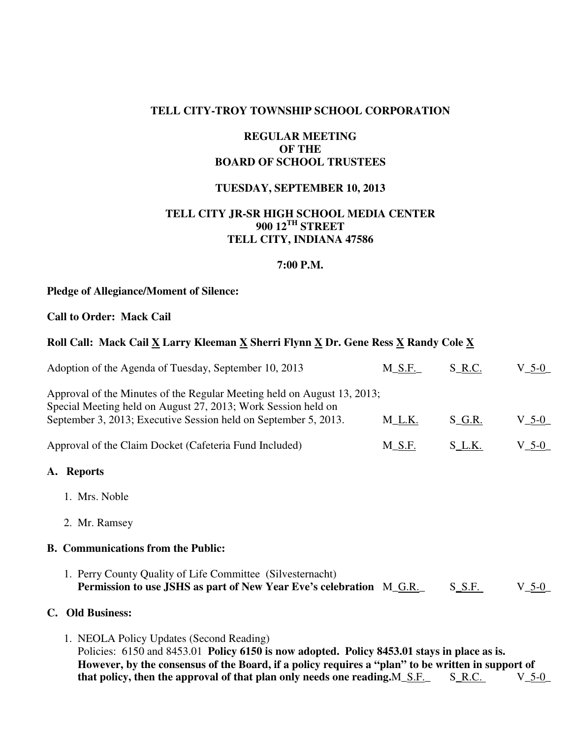**TELL CITY-TROY TOWNSHIP SCHOOL CORPORATION**

**REGULAR MEETING**
**OF THE**
**BOARD OF SCHOOL TRUSTEES**

**TUESDAY, SEPTEMBER 10, 2013**

**TELL CITY JR-SR HIGH SCHOOL MEDIA CENTER**
**900 12TH STREET**
**TELL CITY, INDIANA 47586**

**7:00 P.M.**

**Pledge of Allegiance/Moment of Silence:**

**Call to Order: Mack Cail**

**Roll Call: Mack Cail X Larry Kleeman X Sherri Flynn X Dr. Gene Ress X Randy Cole X**

| | | | |
|---|---|---|---|
| Adoption of the Agenda of Tuesday, September 10, 2013 | M_S.F._ | S_R.C. | V_5-0_ |
| Approval of the Minutes of the Regular Meeting held on August 13, 2013; Special Meeting held on August 27, 2013; Work Session held on September 3, 2013; Executive Session held on September 5, 2013. | M_L.K. | S_G.R. | V_5-0_ |
| Approval of the Claim Docket (Cafeteria Fund Included) | M_S.F. | S_L.K. | V_5-0_ |

**A. Reports**

1. Mrs. Noble
2. Mr. Ramsey

**B. Communications from the Public:**

1. Perry County Quality of Life Committee (Silvesternacht)
   **Permission to use JSHS as part of New Year Eve's celebration** M_G.R._ S_S.F. V_5-0_

**C. Old Business:**

1. NEOLA Policy Updates (Second Reading)
   Policies: 6150 and 8453.01 **Policy 6150 is now adopted. Policy 8453.01 stays in place as is. However, by the consensus of the Board, if a policy requires a "plan" to be written in support of that policy, then the approval of that plan only needs one reading.** M_S.F._ S_R.C. V_5-0_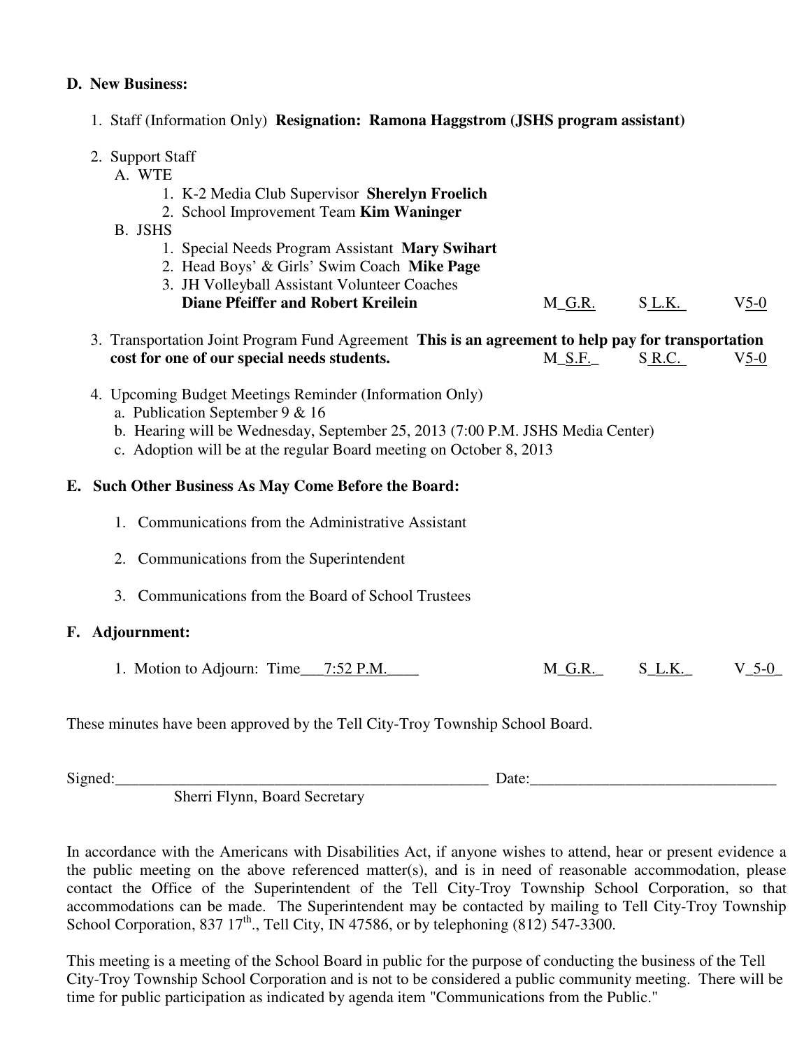**D. New Business:**

1. Staff (Information Only) **Resignation: Ramona Haggstrom (JSHS program assistant)**

2. Support Staff
   A. WTE
      1. K-2 Media Club Supervisor **Sherelyn Froelich**
      2. School Improvement Team **Kim Waninger**
   B. JSHS
      1. Special Needs Program Assistant **Mary Swihart**
      2. Head Boys' & Girls' Swim Coach **Mike Page**
      3. JH Volleyball Assistant Volunteer Coaches
         **Diane Pfeiffer and Robert Kreilein** M_G.R. S L.K. V5-0

3. Transportation Joint Program Fund Agreement **This is an agreement to help pay for transportation cost for one of our special needs students.** M_S.F._ S R.C. V5-0

4. Upcoming Budget Meetings Reminder (Information Only)
   a. Publication September 9 & 16
   b. Hearing will be Wednesday, September 25, 2013 (7:00 P.M. JSHS Media Center)
   c. Adoption will be at the regular Board meeting on October 8, 2013

**E. Such Other Business As May Come Before the Board:**

1. Communications from the Administrative Assistant
2. Communications from the Superintendent
3. Communications from the Board of School Trustees

**F. Adjournment:**

1. Motion to Adjourn: Time___7:52 P.M.____ M_G.R._ S_L.K._ V_5-0_

These minutes have been approved by the Tell City-Troy Township School Board.

Signed:__________________________________________________ Date:_______________________________
Sherri Flynn, Board Secretary

In accordance with the Americans with Disabilities Act, if anyone wishes to attend, hear or present evidence a the public meeting on the above referenced matter(s), and is in need of reasonable accommodation, please contact the Office of the Superintendent of the Tell City-Troy Township School Corporation, so that accommodations can be made. The Superintendent may be contacted by mailing to Tell City-Troy Township School Corporation, 837 17th., Tell City, IN 47586, or by telephoning (812) 547-3300.

This meeting is a meeting of the School Board in public for the purpose of conducting the business of the Tell City-Troy Township School Corporation and is not to be considered a public community meeting. There will be time for public participation as indicated by agenda item "Communications from the Public."